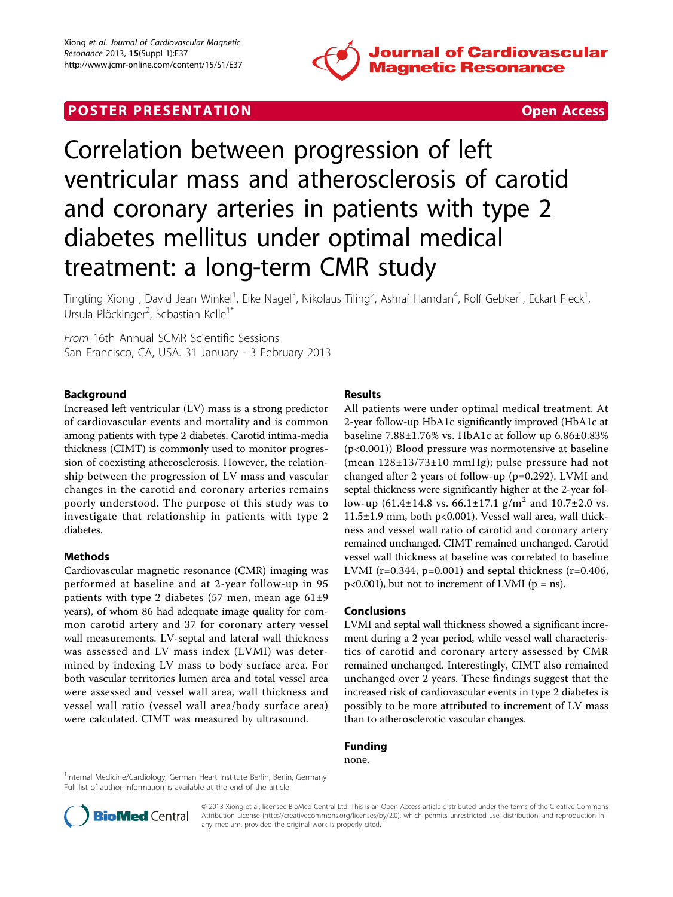POSTER PRESENTATION Open Access

# Correlation between progression of left ventricular mass and atherosclerosis of carotid and coronary arteries in patients with type 2 diabetes mellitus under optimal medical treatment: a long-term CMR study

Tingting Xiong[1], David Jean Winkel[1], Eike Nagel[3], Nikolaus Tiling[2], Ashraf Hamdan[4], Rolf Gebker[1], Eckart Fleck[1], Ursula Plöckinger[2], Sebastian Kelle[1*]

*From* 16th Annual SCMR Scientific Sessions
San Francisco, CA, USA. 31 January - 3 February 2013

## Background

Increased left ventricular (LV) mass is a strong predictor of cardiovascular events and mortality and is common among patients with type 2 diabetes. Carotid intima-media thickness (CIMT) is commonly used to monitor progression of coexisting atherosclerosis. However, the relationship between the progression of LV mass and vascular changes in the carotid and coronary arteries remains poorly understood. The purpose of this study was to investigate that relationship in patients with type 2 diabetes.

## Methods

Cardiovascular magnetic resonance (CMR) imaging was performed at baseline and at 2-year follow-up in 95 patients with type 2 diabetes (57 men, mean age 61±9 years), of whom 86 had adequate image quality for common carotid artery and 37 for coronary artery vessel wall measurements. LV-septal and lateral wall thickness was assessed and LV mass index (LVMI) was determined by indexing LV mass to body surface area. For both vascular territories lumen area and total vessel area were assessed and vessel wall area, wall thickness and vessel wall ratio (vessel wall area/body surface area) were calculated. CIMT was measured by ultrasound.

## Results

All patients were under optimal medical treatment. At 2-year follow-up HbA1c significantly improved (HbA1c at baseline 7.88±1.76% vs. HbA1c at follow up 6.86±0.83% ($p<0.001$)) Blood pressure was normotensive at baseline (mean 128±13/73±10 mmHg); pulse pressure had not changed after 2 years of follow-up ($p=0.292$). LVMI and septal thickness were significantly higher at the 2-year follow-up (61.4±14.8 vs. 66.1±17.1 g/m$^2$ and 10.7±2.0 vs. 11.5±1.9 mm, both $p<0.001$). Vessel wall area, wall thickness and vessel wall ratio of carotid and coronary artery remained unchanged. CIMT remained unchanged. Carotid vessel wall thickness at baseline was correlated to baseline LVMI ($r=0.344$, $p=0.001$) and septal thickness ($r=0.406$, $p<0.001$), but not to increment of LVMI (p = ns).

## Conclusions

LVMI and septal wall thickness showed a significant increment during a 2 year period, while vessel wall characteristics of carotid and coronary artery assessed by CMR remained unchanged. Interestingly, CIMT also remained unchanged over 2 years. These findings suggest that the increased risk of cardiovascular events in type 2 diabetes is possibly to be more attributed to increment of LV mass than to atherosclerotic vascular changes.

## Funding

none.

[1]Internal Medicine/Cardiology, German Heart Institute Berlin, Berlin, Germany
Full list of author information is available at the end of the article

© 2013 Xiong et al; licensee BioMed Central Ltd. This is an Open Access article distributed under the terms of the Creative Commons Attribution License (http://creativecommons.org/licenses/by/2.0), which permits unrestricted use, distribution, and reproduction in any medium, provided the original work is properly cited.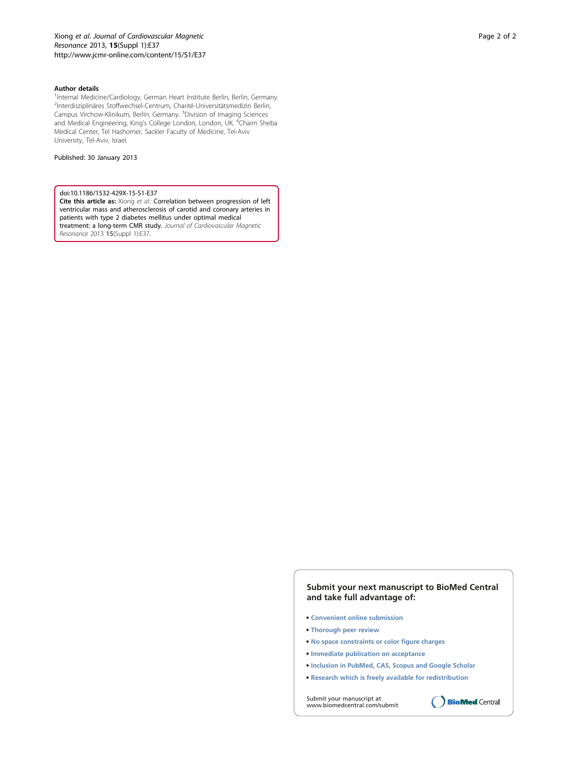### Author details

[1]Internal Medicine/Cardiology, German Heart Institute Berlin, Berlin, Germany. [2]Interdisziplinäres Stoffwechsel-Centrum, Charité-Universitätsmedizin Berlin, Campus Virchow-Klinikum, Berlin, Germany. [3]Division of Imaging Sciences and Medical Engineering, King's College London, London, UK. [4]Chaim Sheba Medical Center, Tel Hashomer, Sackler Faculty of Medicine, Tel-Aviv University, Tel-Aviv, Israel.

Published: 30 January 2013

doi:10.1186/1532-429X-15-S1-E37
**Cite this article as:** Xiong *et al.*: Correlation between progression of left ventricular mass and atherosclerosis of carotid and coronary arteries in patients with type 2 diabetes mellitus under optimal medical treatment: a long-term CMR study. *Journal of Cardiovascular Magnetic Resonance* 2013 **15**(Suppl 1):E37.

**Submit your next manuscript to BioMed Central and take full advantage of:**

- **Convenient online submission**
- **Thorough peer review**
- **No space constraints or color figure charges**
- **Immediate publication on acceptance**
- **Inclusion in PubMed, CAS, Scopus and Google Scholar**
- **Research which is freely available for redistribution**

Submit your manuscript at
www.biomedcentral.com/submit

BioMed Central